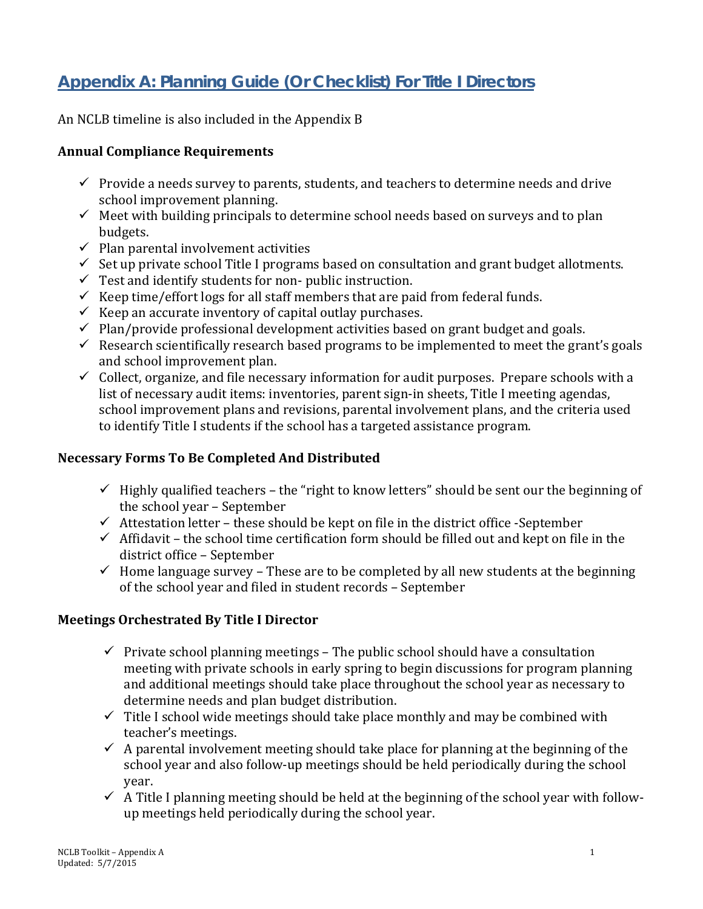# Appendix A: Planning Guide (Or Checklist) For Title I Directors

An NCLB timeline is also included in the Appendix B

### Annual Compliance Requirements

- ✓ Provide a needs survey to parents, students, and teachers to determine needs and drive school improvement planning.
- ✓ Meet with building principals to determine school needs based on surveys and to plan budgets.
- ✓ Plan parental involvement activities
- ✓ Set up private school Title I programs based on consultation and grant budget allotments.
- ✓ Test and identify students for non- public instruction.
- ✓ Keep time/effort logs for all staff members that are paid from federal funds.
- ✓ Keep an accurate inventory of capital outlay purchases.
- ✓ Plan/provide professional development activities based on grant budget and goals.
- ✓ Research scientifically research based programs to be implemented to meet the grant's goals and school improvement plan.
- ✓ Collect, organize, and file necessary information for audit purposes. Prepare schools with a list of necessary audit items: inventories, parent sign-in sheets, Title I meeting agendas, school improvement plans and revisions, parental involvement plans, and the criteria used to identify Title I students if the school has a targeted assistance program.

### Necessary Forms To Be Completed And Distributed

- ✓ Highly qualified teachers – the "right to know letters" should be sent our the beginning of the school year – September
- ✓ Attestation letter – these should be kept on file in the district office -September
- ✓ Affidavit – the school time certification form should be filled out and kept on file in the district office – September
- ✓ Home language survey – These are to be completed by all new students at the beginning of the school year and filed in student records – September

### Meetings Orchestrated By Title I Director

- ✓ Private school planning meetings – The public school should have a consultation meeting with private schools in early spring to begin discussions for program planning and additional meetings should take place throughout the school year as necessary to determine needs and plan budget distribution.
- ✓ Title I school wide meetings should take place monthly and may be combined with teacher's meetings.
- ✓ A parental involvement meeting should take place for planning at the beginning of the school year and also follow-up meetings should be held periodically during the school year.
- ✓ A Title I planning meeting should be held at the beginning of the school year with follow-up meetings held periodically during the school year.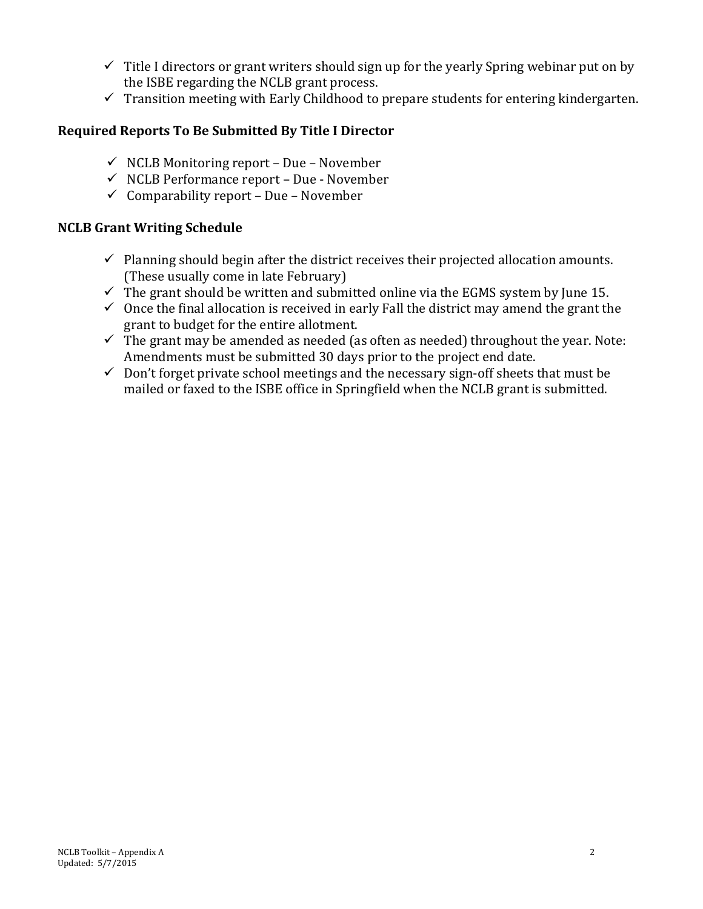- ✓ Title I directors or grant writers should sign up for the yearly Spring webinar put on by the ISBE regarding the NCLB grant process.
- ✓ Transition meeting with Early Childhood to prepare students for entering kindergarten.

### Required Reports To Be Submitted By Title I Director

- ✓ NCLB Monitoring report – Due – November
- ✓ NCLB Performance report – Due - November
- ✓ Comparability report – Due – November

### NCLB Grant Writing Schedule

- ✓ Planning should begin after the district receives their projected allocation amounts. (These usually come in late February)
- ✓ The grant should be written and submitted online via the EGMS system by June 15.
- ✓ Once the final allocation is received in early Fall the district may amend the grant the grant to budget for the entire allotment.
- ✓ The grant may be amended as needed (as often as needed) throughout the year. Note: Amendments must be submitted 30 days prior to the project end date.
- ✓ Don't forget private school meetings and the necessary sign-off sheets that must be mailed or faxed to the ISBE office in Springfield when the NCLB grant is submitted.